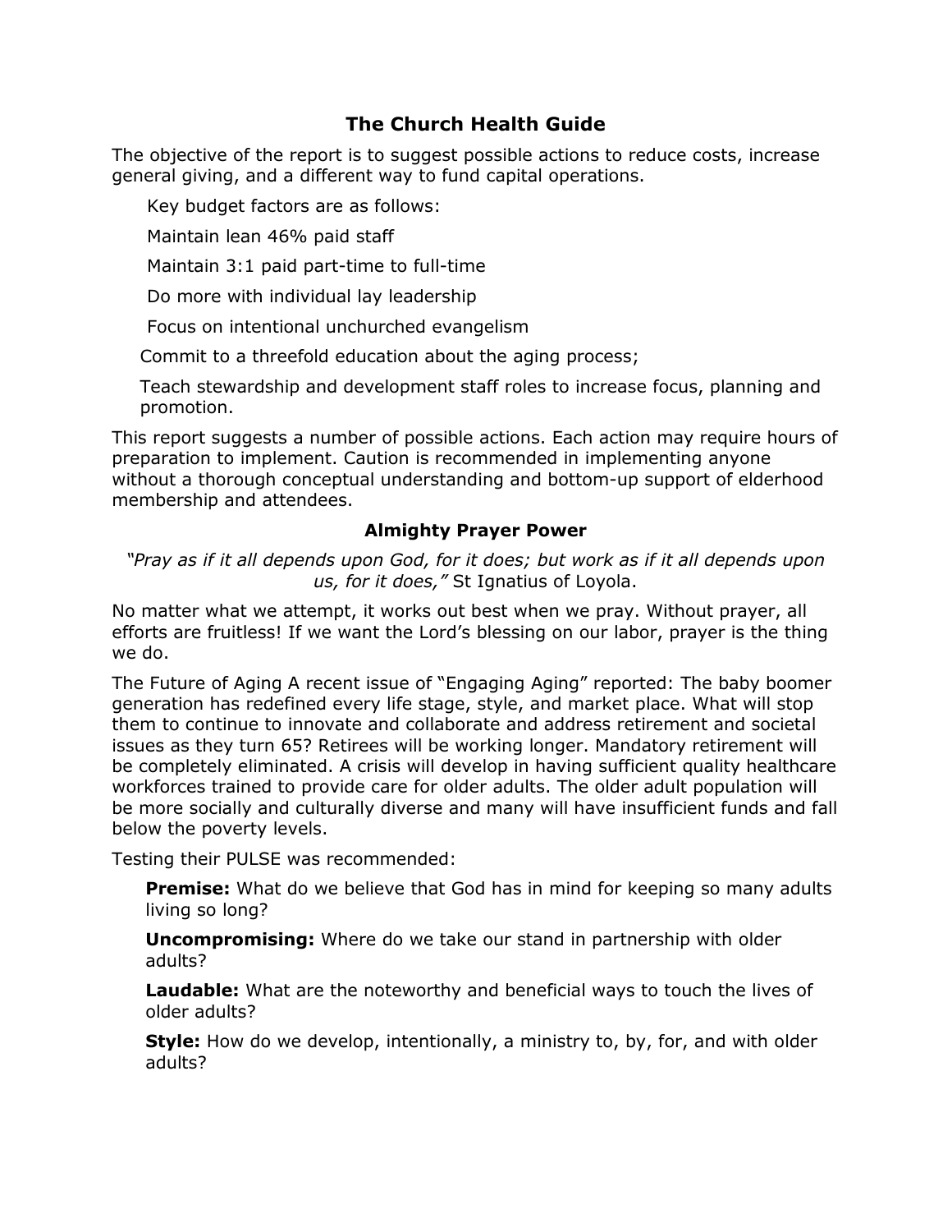# The Church Health Guide

The objective of the report is to suggest possible actions to reduce costs, increase general giving, and a different way to fund capital operations.

Key budget factors are as follows:

Maintain lean 46% paid staff

Maintain 3:1 paid part-time to full-time

Do more with individual lay leadership

Focus on intentional unchurched evangelism

Commit to a threefold education about the aging process;

Teach stewardship and development staff roles to increase focus, planning and promotion.

This report suggests a number of possible actions. Each action may require hours of preparation to implement. Caution is recommended in implementing anyone without a thorough conceptual understanding and bottom-up support of elderhood membership and attendees.

## Almighty Prayer Power

*"Pray as if it all depends upon God, for it does; but work as if it all depends upon us, for it does,"* St Ignatius of Loyola.

No matter what we attempt, it works out best when we pray. Without prayer, all efforts are fruitless! If we want the Lord's blessing on our labor, prayer is the thing we do.

The Future of Aging A recent issue of "Engaging Aging" reported: The baby boomer generation has redefined every life stage, style, and market place. What will stop them to continue to innovate and collaborate and address retirement and societal issues as they turn 65? Retirees will be working longer. Mandatory retirement will be completely eliminated. A crisis will develop in having sufficient quality healthcare workforces trained to provide care for older adults. The older adult population will be more socially and culturally diverse and many will have insufficient funds and fall below the poverty levels.

Testing their PULSE was recommended:

**Premise:** What do we believe that God has in mind for keeping so many adults living so long?

**Uncompromising:** Where do we take our stand in partnership with older adults?

**Laudable:** What are the noteworthy and beneficial ways to touch the lives of older adults?

**Style:** How do we develop, intentionally, a ministry to, by, for, and with older adults?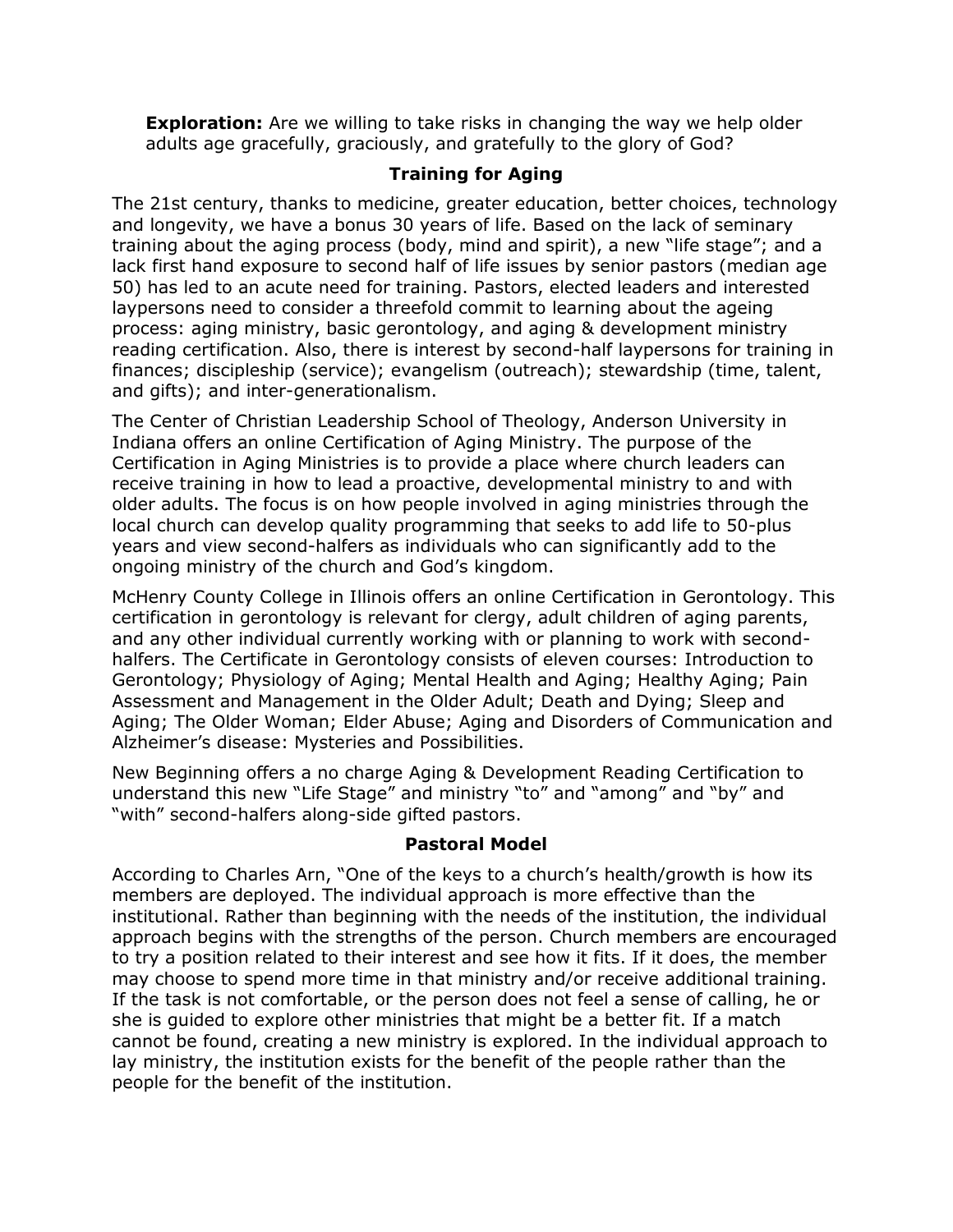**Exploration:** Are we willing to take risks in changing the way we help older adults age gracefully, graciously, and gratefully to the glory of God?

## Training for Aging

The 21st century, thanks to medicine, greater education, better choices, technology and longevity, we have a bonus 30 years of life. Based on the lack of seminary training about the aging process (body, mind and spirit), a new "life stage"; and a lack first hand exposure to second half of life issues by senior pastors (median age 50) has led to an acute need for training. Pastors, elected leaders and interested laypersons need to consider a threefold commit to learning about the ageing process: aging ministry, basic gerontology, and aging & development ministry reading certification. Also, there is interest by second-half laypersons for training in finances; discipleship (service); evangelism (outreach); stewardship (time, talent, and gifts); and inter-generationalism.

The Center of Christian Leadership School of Theology, Anderson University in Indiana offers an online Certification of Aging Ministry. The purpose of the Certification in Aging Ministries is to provide a place where church leaders can receive training in how to lead a proactive, developmental ministry to and with older adults. The focus is on how people involved in aging ministries through the local church can develop quality programming that seeks to add life to 50-plus years and view second-halfers as individuals who can significantly add to the ongoing ministry of the church and God's kingdom.

McHenry County College in Illinois offers an online Certification in Gerontology. This certification in gerontology is relevant for clergy, adult children of aging parents, and any other individual currently working with or planning to work with second-halfers. The Certificate in Gerontology consists of eleven courses: Introduction to Gerontology; Physiology of Aging; Mental Health and Aging; Healthy Aging; Pain Assessment and Management in the Older Adult; Death and Dying; Sleep and Aging; The Older Woman; Elder Abuse; Aging and Disorders of Communication and Alzheimer's disease: Mysteries and Possibilities.

New Beginning offers a no charge Aging & Development Reading Certification to understand this new "Life Stage" and ministry "to" and "among" and "by" and "with" second-halfers along-side gifted pastors.

## Pastoral Model

According to Charles Arn, "One of the keys to a church's health/growth is how its members are deployed. The individual approach is more effective than the institutional. Rather than beginning with the needs of the institution, the individual approach begins with the strengths of the person. Church members are encouraged to try a position related to their interest and see how it fits. If it does, the member may choose to spend more time in that ministry and/or receive additional training. If the task is not comfortable, or the person does not feel a sense of calling, he or she is guided to explore other ministries that might be a better fit. If a match cannot be found, creating a new ministry is explored. In the individual approach to lay ministry, the institution exists for the benefit of the people rather than the people for the benefit of the institution.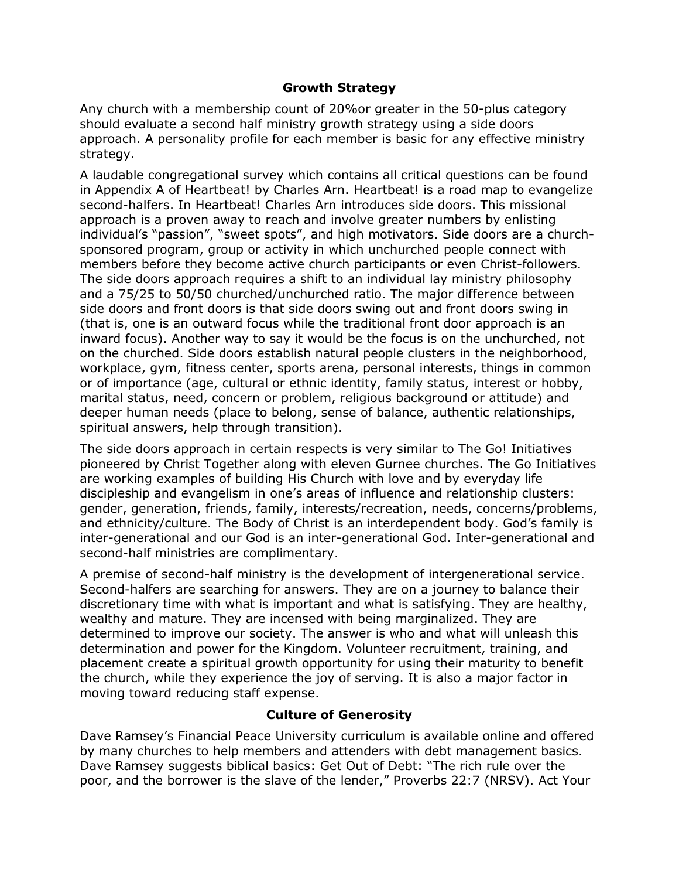## Growth Strategy

Any church with a membership count of 20%or greater in the 50-plus category should evaluate a second half ministry growth strategy using a side doors approach. A personality profile for each member is basic for any effective ministry strategy.

A laudable congregational survey which contains all critical questions can be found in Appendix A of Heartbeat! by Charles Arn. Heartbeat! is a road map to evangelize second-halfers. In Heartbeat! Charles Arn introduces side doors. This missional approach is a proven away to reach and involve greater numbers by enlisting individual's "passion", "sweet spots", and high motivators. Side doors are a church-sponsored program, group or activity in which unchurched people connect with members before they become active church participants or even Christ-followers. The side doors approach requires a shift to an individual lay ministry philosophy and a 75/25 to 50/50 churched/unchurched ratio. The major difference between side doors and front doors is that side doors swing out and front doors swing in (that is, one is an outward focus while the traditional front door approach is an inward focus). Another way to say it would be the focus is on the unchurched, not on the churched. Side doors establish natural people clusters in the neighborhood, workplace, gym, fitness center, sports arena, personal interests, things in common or of importance (age, cultural or ethnic identity, family status, interest or hobby, marital status, need, concern or problem, religious background or attitude) and deeper human needs (place to belong, sense of balance, authentic relationships, spiritual answers, help through transition).

The side doors approach in certain respects is very similar to The Go! Initiatives pioneered by Christ Together along with eleven Gurnee churches. The Go Initiatives are working examples of building His Church with love and by everyday life discipleship and evangelism in one's areas of influence and relationship clusters: gender, generation, friends, family, interests/recreation, needs, concerns/problems, and ethnicity/culture. The Body of Christ is an interdependent body. God's family is inter-generational and our God is an inter-generational God. Inter-generational and second-half ministries are complimentary.

A premise of second-half ministry is the development of intergenerational service. Second-halfers are searching for answers. They are on a journey to balance their discretionary time with what is important and what is satisfying. They are healthy, wealthy and mature. They are incensed with being marginalized. They are determined to improve our society. The answer is who and what will unleash this determination and power for the Kingdom. Volunteer recruitment, training, and placement create a spiritual growth opportunity for using their maturity to benefit the church, while they experience the joy of serving. It is also a major factor in moving toward reducing staff expense.

## Culture of Generosity

Dave Ramsey's Financial Peace University curriculum is available online and offered by many churches to help members and attenders with debt management basics. Dave Ramsey suggests biblical basics: Get Out of Debt: "The rich rule over the poor, and the borrower is the slave of the lender," Proverbs 22:7 (NRSV). Act Your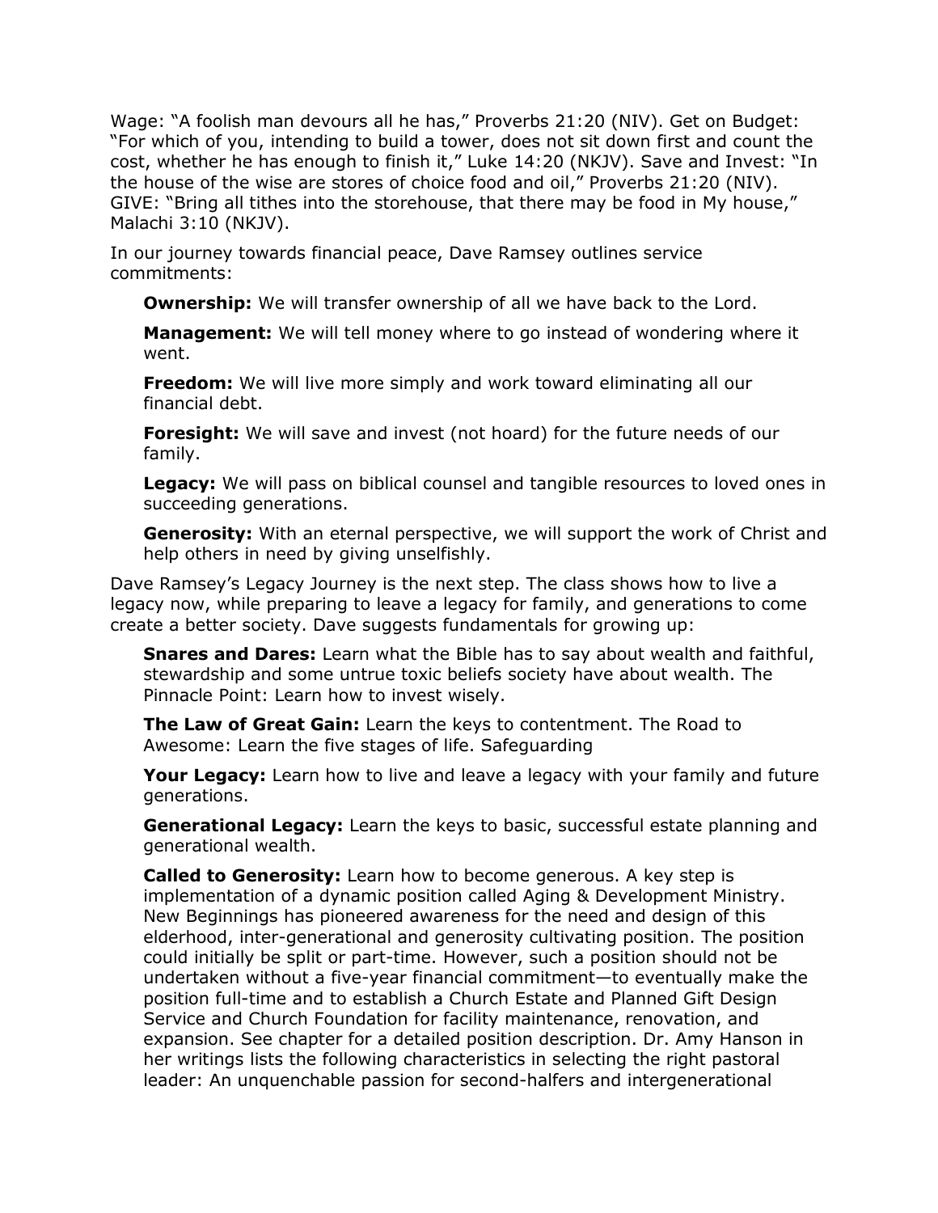Wage: "A foolish man devours all he has," Proverbs 21:20 (NIV). Get on Budget: "For which of you, intending to build a tower, does not sit down first and count the cost, whether he has enough to finish it," Luke 14:20 (NKJV). Save and Invest: "In the house of the wise are stores of choice food and oil," Proverbs 21:20 (NIV). GIVE: "Bring all tithes into the storehouse, that there may be food in My house," Malachi 3:10 (NKJV).

In our journey towards financial peace, Dave Ramsey outlines service commitments:

> **Ownership:** We will transfer ownership of all we have back to the Lord.
>
> **Management:** We will tell money where to go instead of wondering where it went.
>
> **Freedom:** We will live more simply and work toward eliminating all our financial debt.
>
> **Foresight:** We will save and invest (not hoard) for the future needs of our family.
>
> **Legacy:** We will pass on biblical counsel and tangible resources to loved ones in succeeding generations.
>
> **Generosity:** With an eternal perspective, we will support the work of Christ and help others in need by giving unselfishly.

Dave Ramsey's Legacy Journey is the next step. The class shows how to live a legacy now, while preparing to leave a legacy for family, and generations to come create a better society. Dave suggests fundamentals for growing up:

> **Snares and Dares:** Learn what the Bible has to say about wealth and faithful, stewardship and some untrue toxic beliefs society have about wealth. The Pinnacle Point: Learn how to invest wisely.
>
> **The Law of Great Gain:** Learn the keys to contentment. The Road to Awesome: Learn the five stages of life. Safeguarding
>
> **Your Legacy:** Learn how to live and leave a legacy with your family and future generations.
>
> **Generational Legacy:** Learn the keys to basic, successful estate planning and generational wealth.
>
> **Called to Generosity:** Learn how to become generous. A key step is implementation of a dynamic position called Aging & Development Ministry. New Beginnings has pioneered awareness for the need and design of this elderhood, inter-generational and generosity cultivating position. The position could initially be split or part-time. However, such a position should not be undertaken without a five-year financial commitment—to eventually make the position full-time and to establish a Church Estate and Planned Gift Design Service and Church Foundation for facility maintenance, renovation, and expansion. See chapter for a detailed position description. Dr. Amy Hanson in her writings lists the following characteristics in selecting the right pastoral leader: An unquenchable passion for second-halfers and intergenerational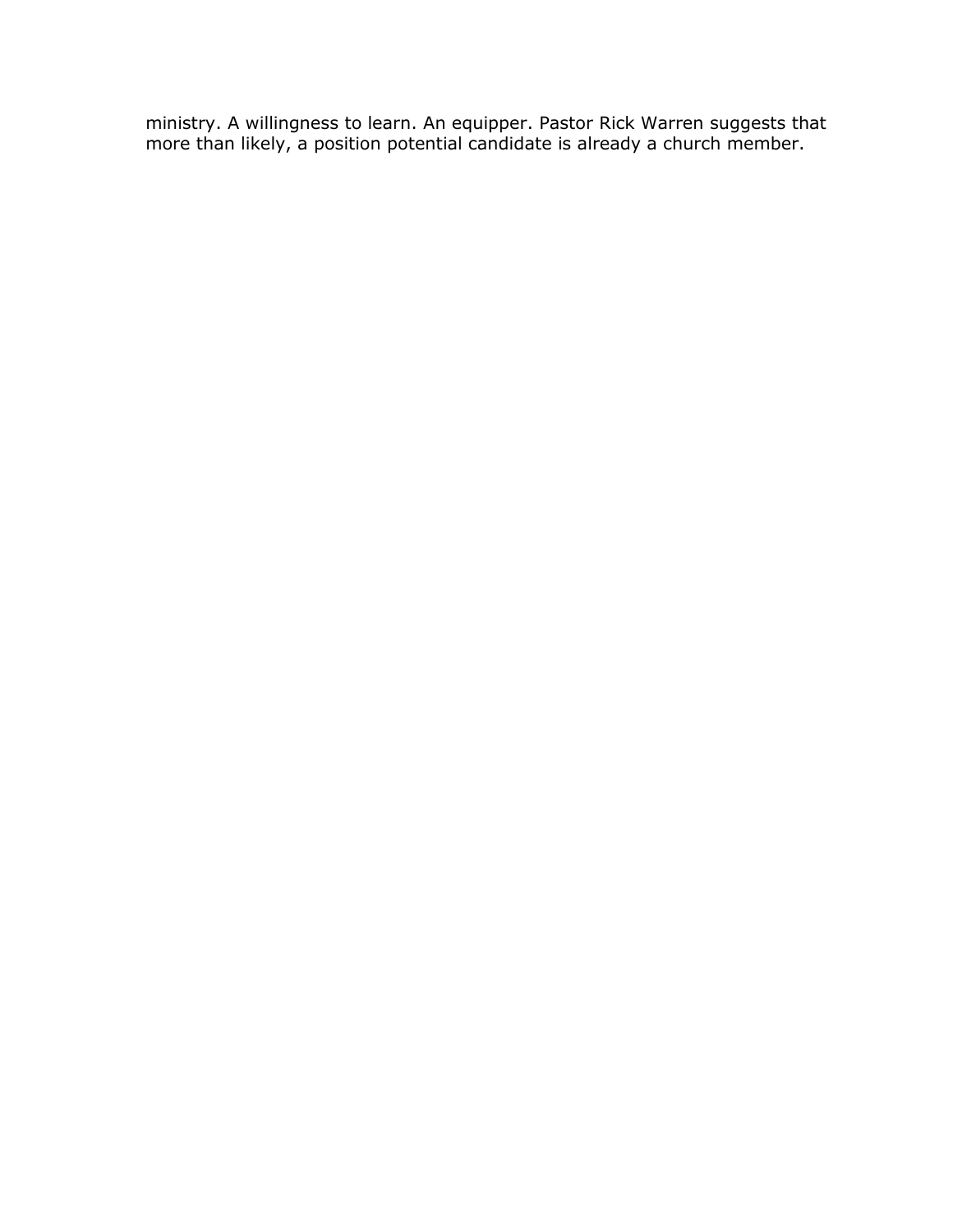ministry. A willingness to learn. An equipper. Pastor Rick Warren suggests that more than likely, a position potential candidate is already a church member.